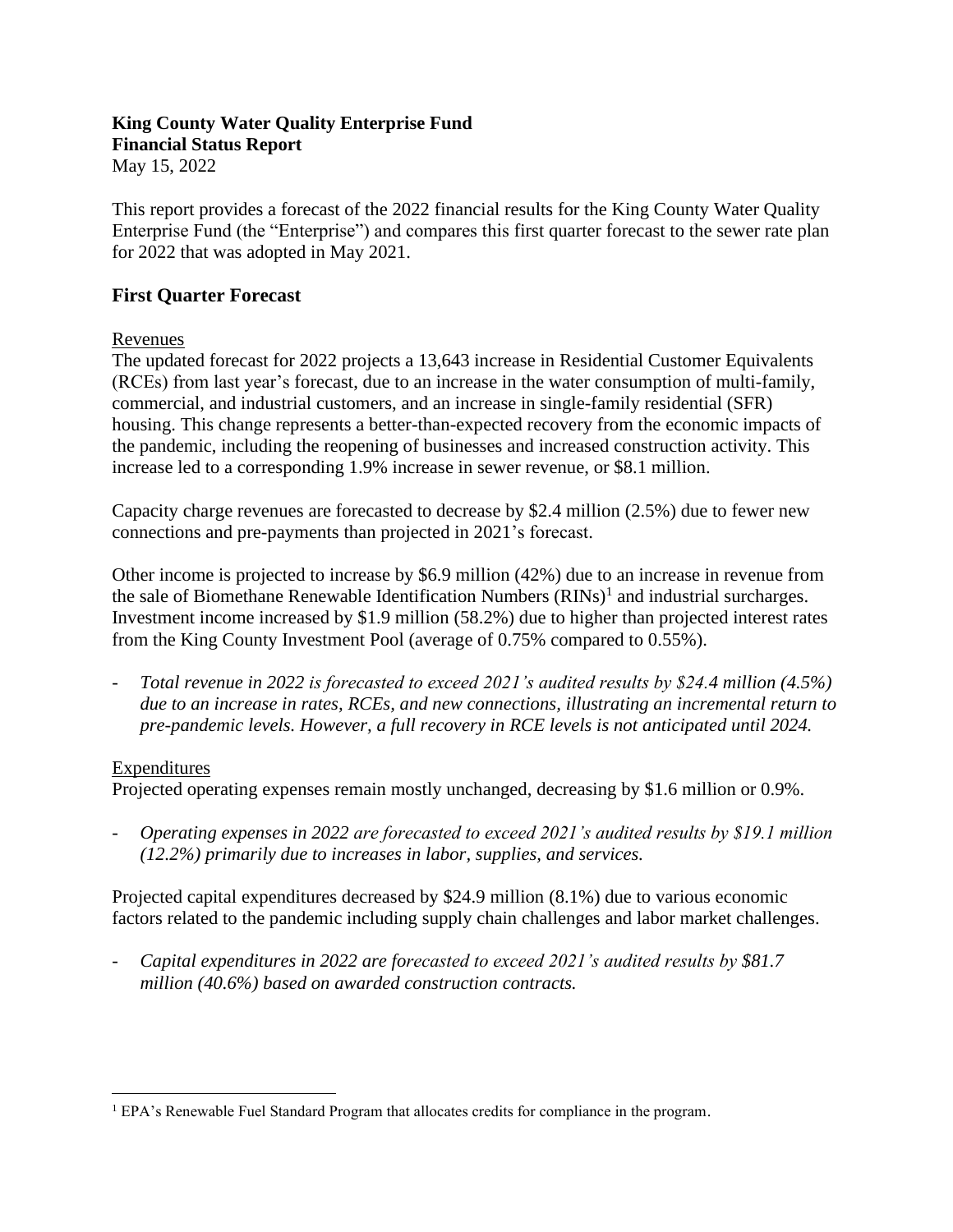**King County Water Quality Enterprise Fund**
**Financial Status Report**
May 15, 2022

This report provides a forecast of the 2022 financial results for the King County Water Quality Enterprise Fund (the "Enterprise") and compares this first quarter forecast to the sewer rate plan for 2022 that was adopted in May 2021.

## First Quarter Forecast

Revenues

The updated forecast for 2022 projects a 13,643 increase in Residential Customer Equivalents (RCEs) from last year's forecast, due to an increase in the water consumption of multi-family, commercial, and industrial customers, and an increase in single-family residential (SFR) housing. This change represents a better-than-expected recovery from the economic impacts of the pandemic, including the reopening of businesses and increased construction activity. This increase led to a corresponding 1.9% increase in sewer revenue, or $8.1 million.

Capacity charge revenues are forecasted to decrease by $2.4 million (2.5%) due to fewer new connections and pre-payments than projected in 2021's forecast.

Other income is projected to increase by $6.9 million (42%) due to an increase in revenue from the sale of Biomethane Renewable Identification Numbers (RINs)[1] and industrial surcharges. Investment income increased by $1.9 million (58.2%) due to higher than projected interest rates from the King County Investment Pool (average of 0.75% compared to 0.55%).

- *Total revenue in 2022 is forecasted to exceed 2021's audited results by $24.4 million (4.5%) due to an increase in rates, RCEs, and new connections, illustrating an incremental return to pre-pandemic levels. However, a full recovery in RCE levels is not anticipated until 2024.*

Expenditures

Projected operating expenses remain mostly unchanged, decreasing by $1.6 million or 0.9%.

- *Operating expenses in 2022 are forecasted to exceed 2021's audited results by $19.1 million (12.2%) primarily due to increases in labor, supplies, and services.*

Projected capital expenditures decreased by $24.9 million (8.1%) due to various economic factors related to the pandemic including supply chain challenges and labor market challenges.

- *Capital expenditures in 2022 are forecasted to exceed 2021's audited results by $81.7 million (40.6%) based on awarded construction contracts.*

---

[1] EPA's Renewable Fuel Standard Program that allocates credits for compliance in the program.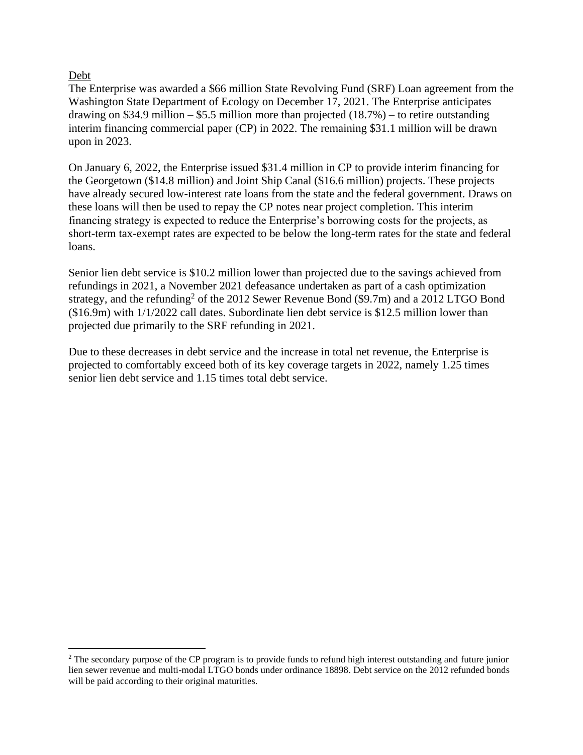Debt

The Enterprise was awarded a $66 million State Revolving Fund (SRF) Loan agreement from the Washington State Department of Ecology on December 17, 2021. The Enterprise anticipates drawing on $34.9 million – $5.5 million more than projected (18.7%) – to retire outstanding interim financing commercial paper (CP) in 2022. The remaining $31.1 million will be drawn upon in 2023.

On January 6, 2022, the Enterprise issued $31.4 million in CP to provide interim financing for the Georgetown ($14.8 million) and Joint Ship Canal ($16.6 million) projects. These projects have already secured low-interest rate loans from the state and the federal government. Draws on these loans will then be used to repay the CP notes near project completion. This interim financing strategy is expected to reduce the Enterprise's borrowing costs for the projects, as short-term tax-exempt rates are expected to be below the long-term rates for the state and federal loans.

Senior lien debt service is $10.2 million lower than projected due to the savings achieved from refundings in 2021, a November 2021 defeasance undertaken as part of a cash optimization strategy, and the refunding[2] of the 2012 Sewer Revenue Bond ($9.7m) and a 2012 LTGO Bond ($16.9m) with 1/1/2022 call dates. Subordinate lien debt service is $12.5 million lower than projected due primarily to the SRF refunding in 2021.

Due to these decreases in debt service and the increase in total net revenue, the Enterprise is projected to comfortably exceed both of its key coverage targets in 2022, namely 1.25 times senior lien debt service and 1.15 times total debt service.

---

[2] The secondary purpose of the CP program is to provide funds to refund high interest outstanding and future junior lien sewer revenue and multi-modal LTGO bonds under ordinance 18898. Debt service on the 2012 refunded bonds will be paid according to their original maturities.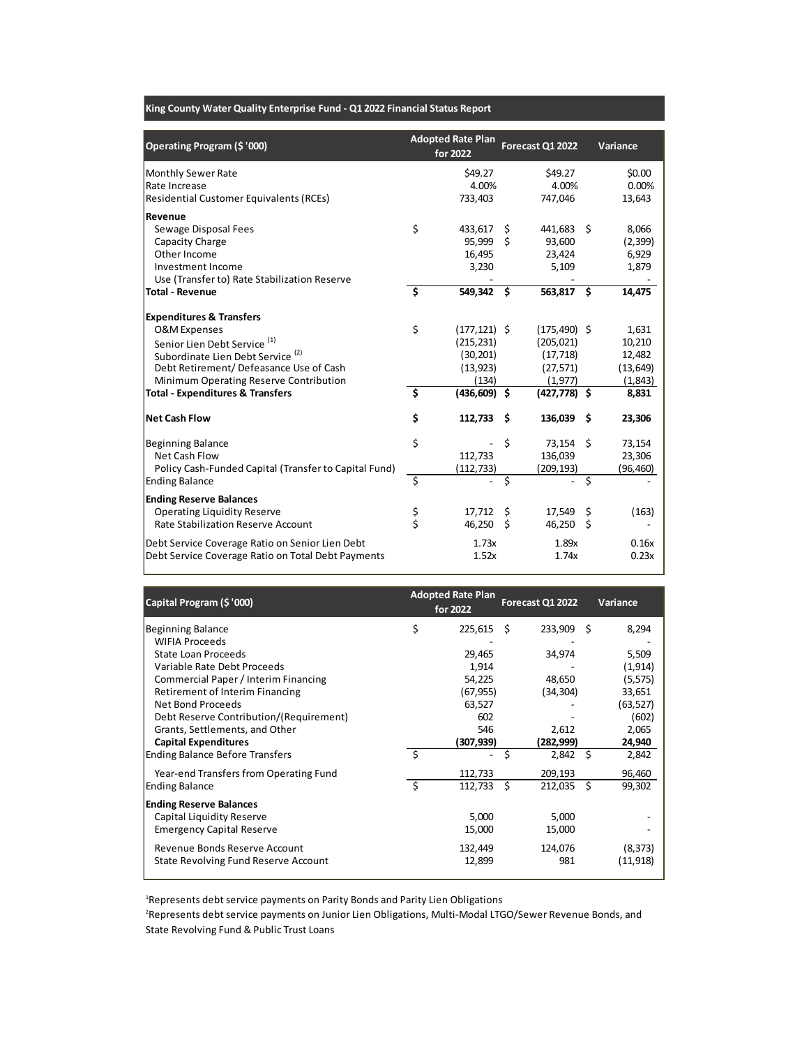## King County Water Quality Enterprise Fund - Q1 2022 Financial Status Report

| Operating Program ($ '000) | Adopted Rate Plan for 2022 | Forecast Q1 2022 | Variance |
|---|---|---|---|
| Monthly Sewer Rate | $49.27 | $49.27 | $0.00 |
| Rate Increase | 4.00% | 4.00% | 0.00% |
| Residential Customer Equivalents (RCEs) | 733,403 | 747,046 | 13,643 |
| **Revenue** | | | |
| Sewage Disposal Fees | $ 433,617 | $ 441,683 | $ 8,066 |
| Capacity Charge | 95,999 | $ 93,600 | (2,399) |
| Other Income | 16,495 | 23,424 | 6,929 |
| Investment Income | 3,230 | 5,109 | 1,879 |
| Use (Transfer to) Rate Stabilization Reserve | - | - | - |
| **Total - Revenue** | **$ 549,342** | **$ 563,817** | **$ 14,475** |
| **Expenditures & Transfers** | | | |
| O&M Expenses | $ (177,121) | $ (175,490) | $ 1,631 |
| Senior Lien Debt Service [1] | (215,231) | (205,021) | 10,210 |
| Subordinate Lien Debt Service [2] | (30,201) | (17,718) | 12,482 |
| Debt Retirement/ Defeasance Use of Cash | (13,923) | (27,571) | (13,649) |
| Minimum Operating Reserve Contribution | (134) | (1,977) | (1,843) |
| **Total - Expenditures & Transfers** | **$ (436,609)** | **$ (427,778)** | **$ 8,831** |
| **Net Cash Flow** | **$ 112,733** | **$ 136,039** | **$ 23,306** |
| Beginning Balance | $ - | $ 73,154 | $ 73,154 |
| Net Cash Flow | 112,733 | 136,039 | 23,306 |
| Policy Cash-Funded Capital (Transfer to Capital Fund) | (112,733) | (209,193) | (96,460) |
| Ending Balance | $ - | $ - | $ - |
| **Ending Reserve Balances** | | | |
| Operating Liquidity Reserve | $ 17,712 | $ 17,549 | $ (163) |
| Rate Stabilization Reserve Account | $ 46,250 | $ 46,250 | $ - |
| Debt Service Coverage Ratio on Senior Lien Debt | 1.73x | 1.89x | 0.16x |
| Debt Service Coverage Ratio on Total Debt Payments | 1.52x | 1.74x | 0.23x |

| Capital Program ($ '000) | Adopted Rate Plan for 2022 | Forecast Q1 2022 | Variance |
|---|---|---|---|
| Beginning Balance | $ 225,615 | $ 233,909 | $ 8,294 |
| WIFIA Proceeds | - | - | - |
| State Loan Proceeds | 29,465 | 34,974 | 5,509 |
| Variable Rate Debt Proceeds | 1,914 | - | (1,914) |
| Commercial Paper / Interim Financing | 54,225 | 48,650 | (5,575) |
| Retirement of Interim Financing | (67,955) | (34,304) | 33,651 |
| Net Bond Proceeds | 63,527 | - | (63,527) |
| Debt Reserve Contribution/(Requirement) | 602 | - | (602) |
| Grants, Settlements, and Other | 546 | 2,612 | 2,065 |
| **Capital Expenditures** | **(307,939)** | **(282,999)** | **24,940** |
| Ending Balance Before Transfers | $ - | $ 2,842 | $ 2,842 |
| Year-end Transfers from Operating Fund | 112,733 | 209,193 | 96,460 |
| Ending Balance | $ 112,733 | $ 212,035 | $ 99,302 |
| **Ending Reserve Balances** | | | |
| Capital Liquidity Reserve | 5,000 | 5,000 | - |
| Emergency Capital Reserve | 15,000 | 15,000 | - |
| Revenue Bonds Reserve Account | 132,449 | 124,076 | (8,373) |
| State Revolving Fund Reserve Account | 12,899 | 981 | (11,918) |

[1]Represents debt service payments on Parity Bonds and Parity Lien Obligations

[2]Represents debt service payments on Junior Lien Obligations, Multi-Modal LTGO/Sewer Revenue Bonds, and State Revolving Fund & Public Trust Loans